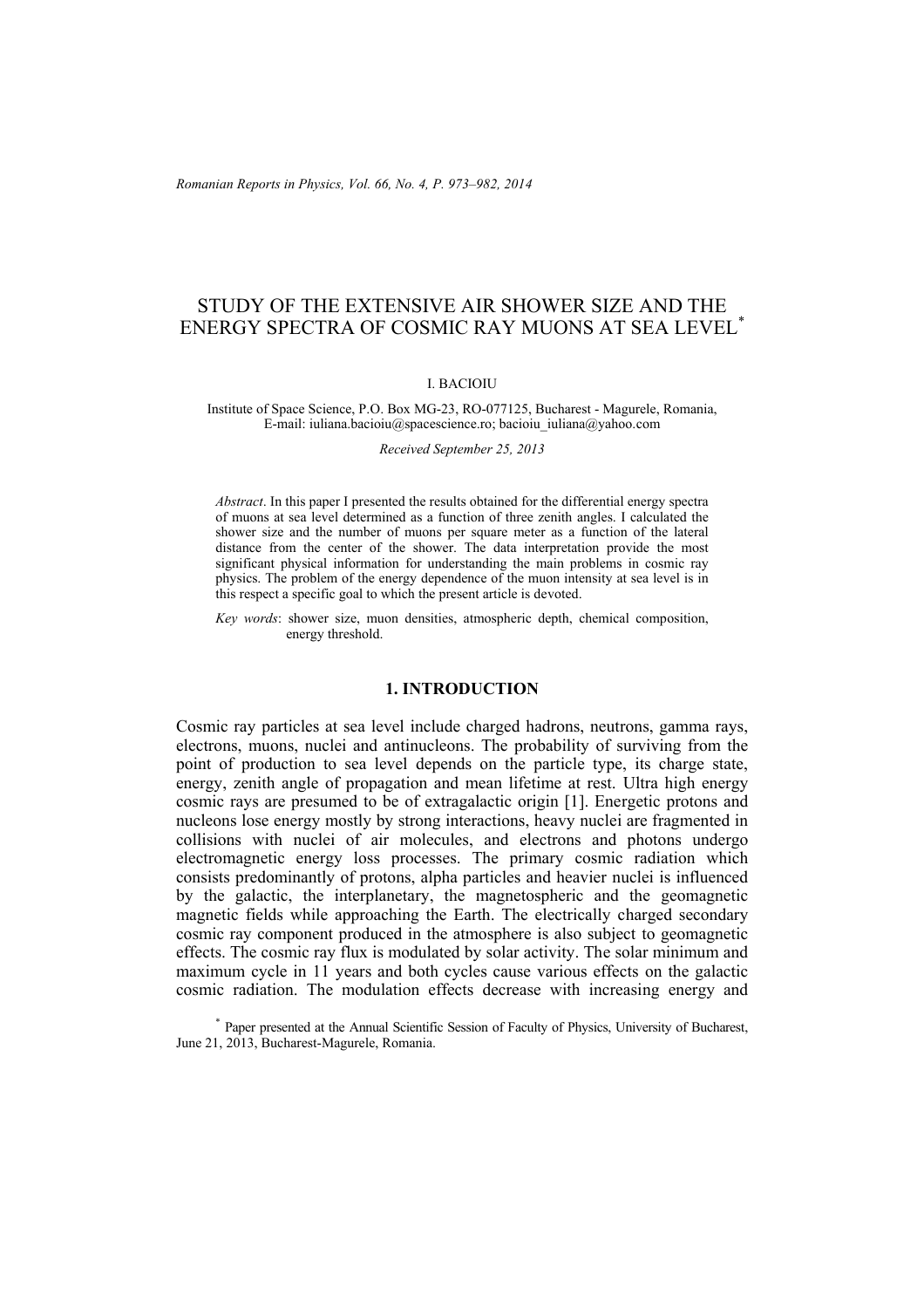# STUDY OF THE EXTENSIVE AIR SHOWER SIZE AND THE ENERGY SPECTRA OF COSMIC RAY MUONS AT SEA LEVEL*

I. BACIOIU

Institute of Space Science, P.O. Box MG-23, RO-077125, Bucharest - Magurele, Romania,
E-mail: iuliana.bacioiu@spacescience.ro; bacioiu_iuliana@yahoo.com

*Received September 25, 2013*

*Abstract*. In this paper I presented the results obtained for the differential energy spectra of muons at sea level determined as a function of three zenith angles. I calculated the shower size and the number of muons per square meter as a function of the lateral distance from the center of the shower. The data interpretation provide the most significant physical information for understanding the main problems in cosmic ray physics. The problem of the energy dependence of the muon intensity at sea level is in this respect a specific goal to which the present article is devoted.

*Key words*: shower size, muon densities, atmospheric depth, chemical composition, energy threshold.

## 1. INTRODUCTION

Cosmic ray particles at sea level include charged hadrons, neutrons, gamma rays, electrons, muons, nuclei and antinucleons. The probability of surviving from the point of production to sea level depends on the particle type, its charge state, energy, zenith angle of propagation and mean lifetime at rest. Ultra high energy cosmic rays are presumed to be of extragalactic origin [1]. Energetic protons and nucleons lose energy mostly by strong interactions, heavy nuclei are fragmented in collisions with nuclei of air molecules, and electrons and photons undergo electromagnetic energy loss processes. The primary cosmic radiation which consists predominantly of protons, alpha particles and heavier nuclei is influenced by the galactic, the interplanetary, the magnetospheric and the geomagnetic magnetic fields while approaching the Earth. The electrically charged secondary cosmic ray component produced in the atmosphere is also subject to geomagnetic effects. The cosmic ray flux is modulated by solar activity. The solar minimum and maximum cycle in 11 years and both cycles cause various effects on the galactic cosmic radiation. The modulation effects decrease with increasing energy and

* Paper presented at the Annual Scientific Session of Faculty of Physics, University of Bucharest, June 21, 2013, Bucharest-Magurele, Romania.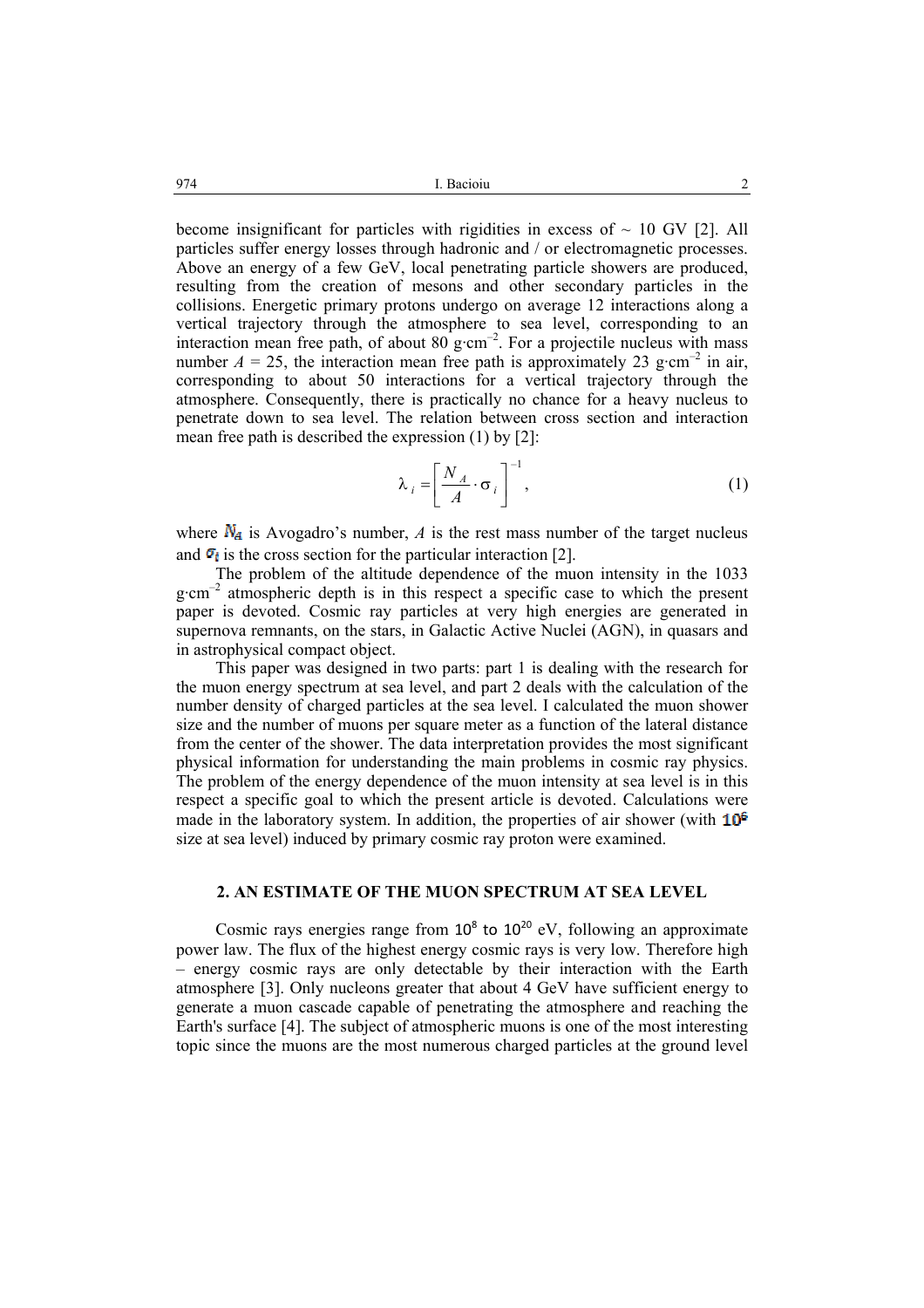become insignificant for particles with rigidities in excess of ~ 10 GV [2]. All particles suffer energy losses through hadronic and / or electromagnetic processes. Above an energy of a few GeV, local penetrating particle showers are produced, resulting from the creation of mesons and other secondary particles in the collisions. Energetic primary protons undergo on average 12 interactions along a vertical trajectory through the atmosphere to sea level, corresponding to an interaction mean free path, of about 80 $g \cdot cm^{-2}$. For a projectile nucleus with mass number $A$ = 25, the interaction mean free path is approximately 23 $g \cdot cm^{-2}$ in air, corresponding to about 50 interactions for a vertical trajectory through the atmosphere. Consequently, there is practically no chance for a heavy nucleus to penetrate down to sea level. The relation between cross section and interaction mean free path is described the expression (1) by [2]:

$$\lambda_i = \left[ \frac{N_A}{A} \cdot \sigma_i \right]^{-1}, \tag{1}$$

where $N_A$ is Avogadro's number, $A$ is the rest mass number of the target nucleus and $\sigma_i$ is the cross section for the particular interaction [2].

The problem of the altitude dependence of the muon intensity in the 1033 $g \cdot cm^{-2}$ atmospheric depth is in this respect a specific case to which the present paper is devoted. Cosmic ray particles at very high energies are generated in supernova remnants, on the stars, in Galactic Active Nuclei (AGN), in quasars and in astrophysical compact object.

This paper was designed in two parts: part 1 is dealing with the research for the muon energy spectrum at sea level, and part 2 deals with the calculation of the number density of charged particles at the sea level. I calculated the muon shower size and the number of muons per square meter as a function of the lateral distance from the center of the shower. The data interpretation provides the most significant physical information for understanding the main problems in cosmic ray physics. The problem of the energy dependence of the muon intensity at sea level is in this respect a specific goal to which the present article is devoted. Calculations were made in the laboratory system. In addition, the properties of air shower (with $10^6$ size at sea level) induced by primary cosmic ray proton were examined.

## 2. AN ESTIMATE OF THE MUON SPECTRUM AT SEA LEVEL

Cosmic rays energies range from $10^8$ to $10^{20}$ eV, following an approximate power law. The flux of the highest energy cosmic rays is very low. Therefore high – energy cosmic rays are only detectable by their interaction with the Earth atmosphere [3]. Only nucleons greater that about 4 GeV have sufficient energy to generate a muon cascade capable of penetrating the atmosphere and reaching the Earth's surface [4]. The subject of atmospheric muons is one of the most interesting topic since the muons are the most numerous charged particles at the ground level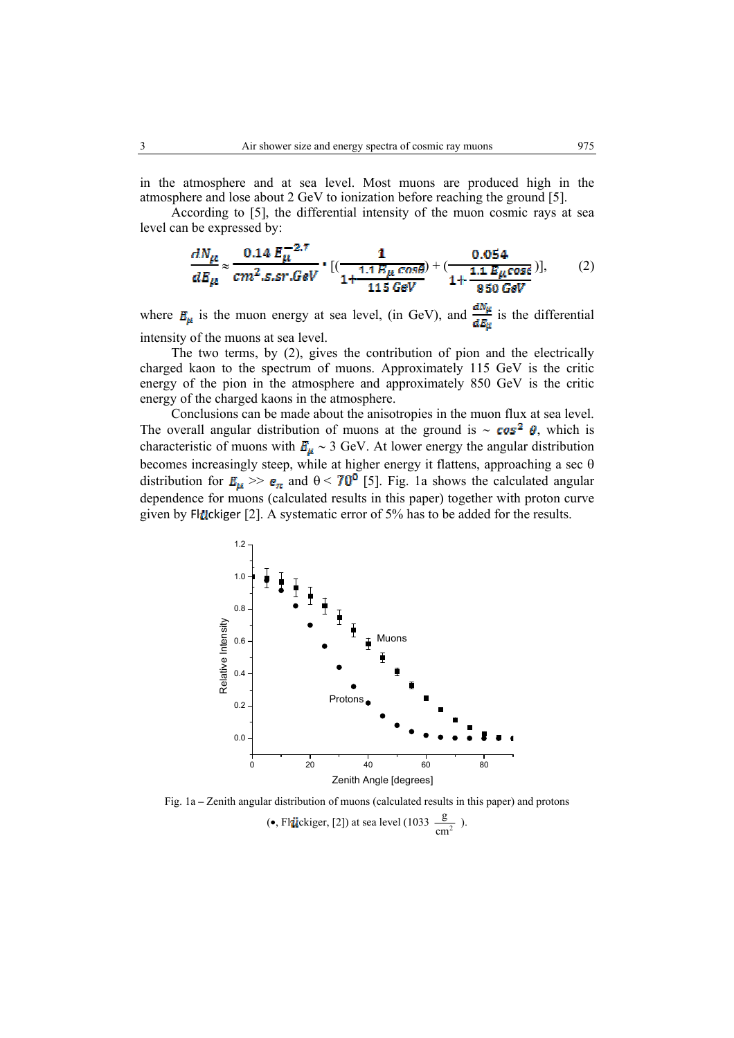in the atmosphere and at sea level. Most muons are produced high in the atmosphere and lose about 2 GeV to ionization before reaching the ground [5].

According to [5], the differential intensity of the muon cosmic rays at sea level can be expressed by:

$$\frac{dN_\mu}{dE_\mu} \approx \frac{0.14\,E_\mu^{-2.7}}{cm^2.s.sr.GeV} \cdot \left[\left(\frac{1}{1+\frac{1.1\,E_\mu \cos\theta}{115\,GeV}}\right) + \left(\frac{0.054}{1+\frac{1.1\,E_\mu \cos\theta}{850\,GeV}}\right)\right], \tag{2}$$

where $E_\mu$ is the muon energy at sea level, (in GeV), and $\frac{dN_\mu}{dE_\mu}$ is the differential intensity of the muons at sea level.

The two terms, by (2), gives the contribution of pion and the electrically charged kaon to the spectrum of muons. Approximately 115 GeV is the critic energy of the pion in the atmosphere and approximately 850 GeV is the critic energy of the charged kaons in the atmosphere.

Conclusions can be made about the anisotropies in the muon flux at sea level. The overall angular distribution of muons at the ground is ~ $\cos^2\theta$, which is characteristic of muons with $E_\mu$ ~ 3 GeV. At lower energy the angular distribution becomes increasingly steep, while at higher energy it flattens, approaching a sec θ distribution for $E_\mu \gg e_\pi$ and $\theta < 70^0$ [5]. Fig. 1a shows the calculated angular dependence for muons (calculated results in this paper) together with proton curve given by Flückiger [2]. A systematic error of 5% has to be added for the results.

Fig. 1a – Zenith angular distribution of muons (calculated results in this paper) and protons (•, Flückiger, [2]) at sea level (1033 $\frac{g}{cm^2}$ ).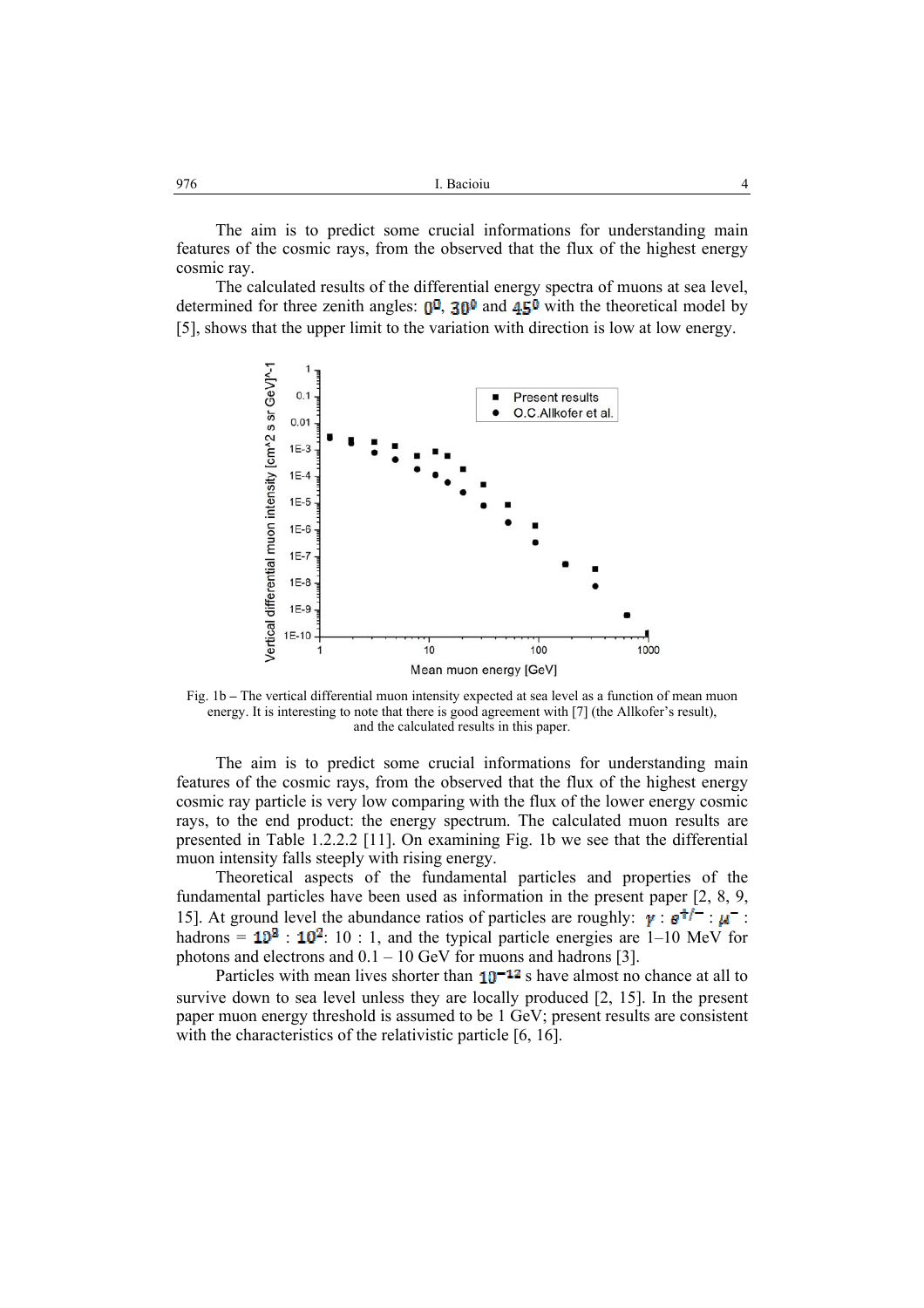The aim is to predict some crucial informations for understanding main features of the cosmic rays, from the observed that the flux of the highest energy cosmic ray.

The calculated results of the differential energy spectra of muons at sea level, determined for three zenith angles: $0^0$, $30^0$ and $45^0$ with the theoretical model by [5], shows that the upper limit to the variation with direction is low at low energy.

Fig. 1b – The vertical differential muon intensity expected at sea level as a function of mean muon energy. It is interesting to note that there is good agreement with [7] (the Allkofer's result), and the calculated results in this paper.

The aim is to predict some crucial informations for understanding main features of the cosmic rays, from the observed that the flux of the highest energy cosmic ray particle is very low comparing with the flux of the lower energy cosmic rays, to the end product: the energy spectrum. The calculated muon results are presented in Table 1.2.2.2 [11]. On examining Fig. 1b we see that the differential muon intensity falls steeply with rising energy.

Theoretical aspects of the fundamental particles and properties of the fundamental particles have been used as information in the present paper [2, 8, 9, 15]. At ground level the abundance ratios of particles are roughly: $\gamma : e^{+/-} : \mu^- :$ hadrons = $10^3 : 10^2$: 10 : 1, and the typical particle energies are 1–10 MeV for photons and electrons and 0.1 – 10 GeV for muons and hadrons [3].

Particles with mean lives shorter than $10^{-12}$ s have almost no chance at all to survive down to sea level unless they are locally produced [2, 15]. In the present paper muon energy threshold is assumed to be 1 GeV; present results are consistent with the characteristics of the relativistic particle [6, 16].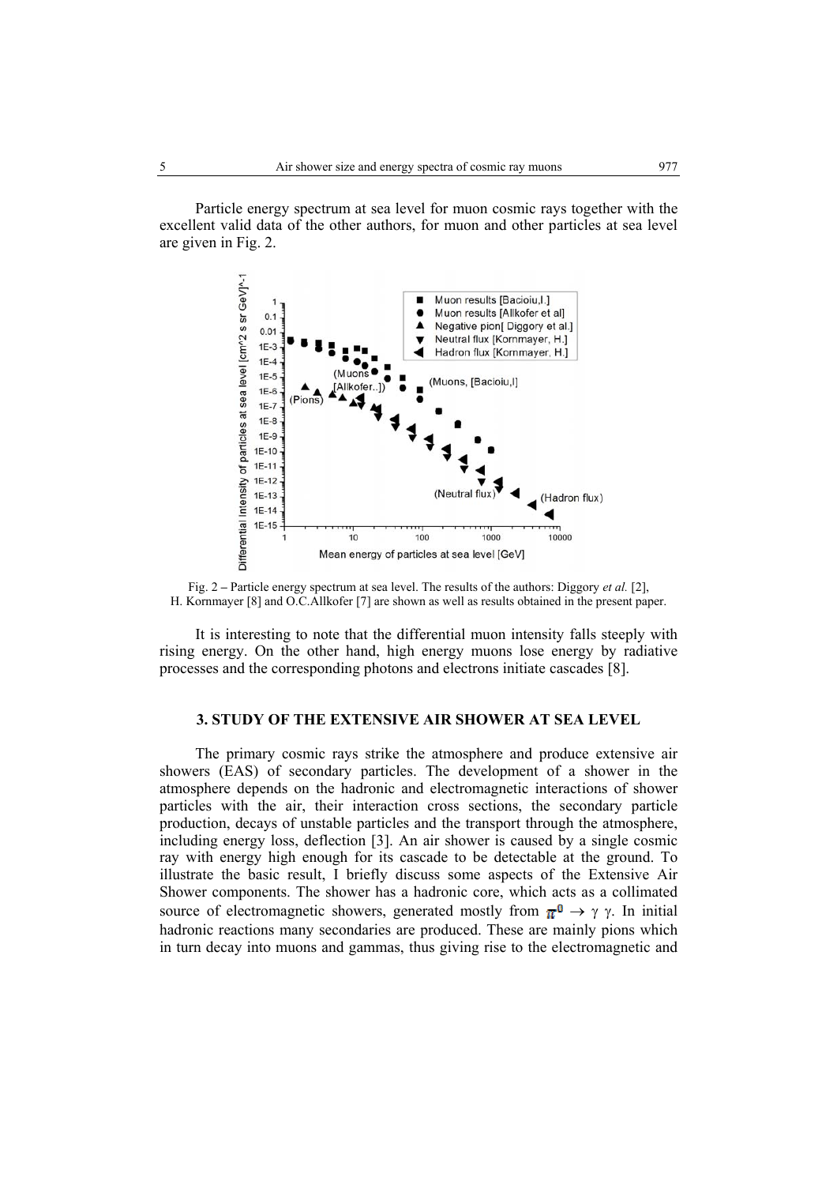Particle energy spectrum at sea level for muon cosmic rays together with the excellent valid data of the other authors, for muon and other particles at sea level are given in Fig. 2.

Fig. 2 – Particle energy spectrum at sea level. The results of the authors: Diggory *et al.* [2], H. Kornmayer [8] and O.C.Allkofer [7] are shown as well as results obtained in the present paper.

It is interesting to note that the differential muon intensity falls steeply with rising energy. On the other hand, high energy muons lose energy by radiative processes and the corresponding photons and electrons initiate cascades [8].

## 3. STUDY OF THE EXTENSIVE AIR SHOWER AT SEA LEVEL

The primary cosmic rays strike the atmosphere and produce extensive air showers (EAS) of secondary particles. The development of a shower in the atmosphere depends on the hadronic and electromagnetic interactions of shower particles with the air, their interaction cross sections, the secondary particle production, decays of unstable particles and the transport through the atmosphere, including energy loss, deflection [3]. An air shower is caused by a single cosmic ray with energy high enough for its cascade to be detectable at the ground. To illustrate the basic result, I briefly discuss some aspects of the Extensive Air Shower components. The shower has a hadronic core, which acts as a collimated source of electromagnetic showers, generated mostly from $\pi^0 \rightarrow \gamma\ \gamma$. In initial hadronic reactions many secondaries are produced. These are mainly pions which in turn decay into muons and gammas, thus giving rise to the electromagnetic and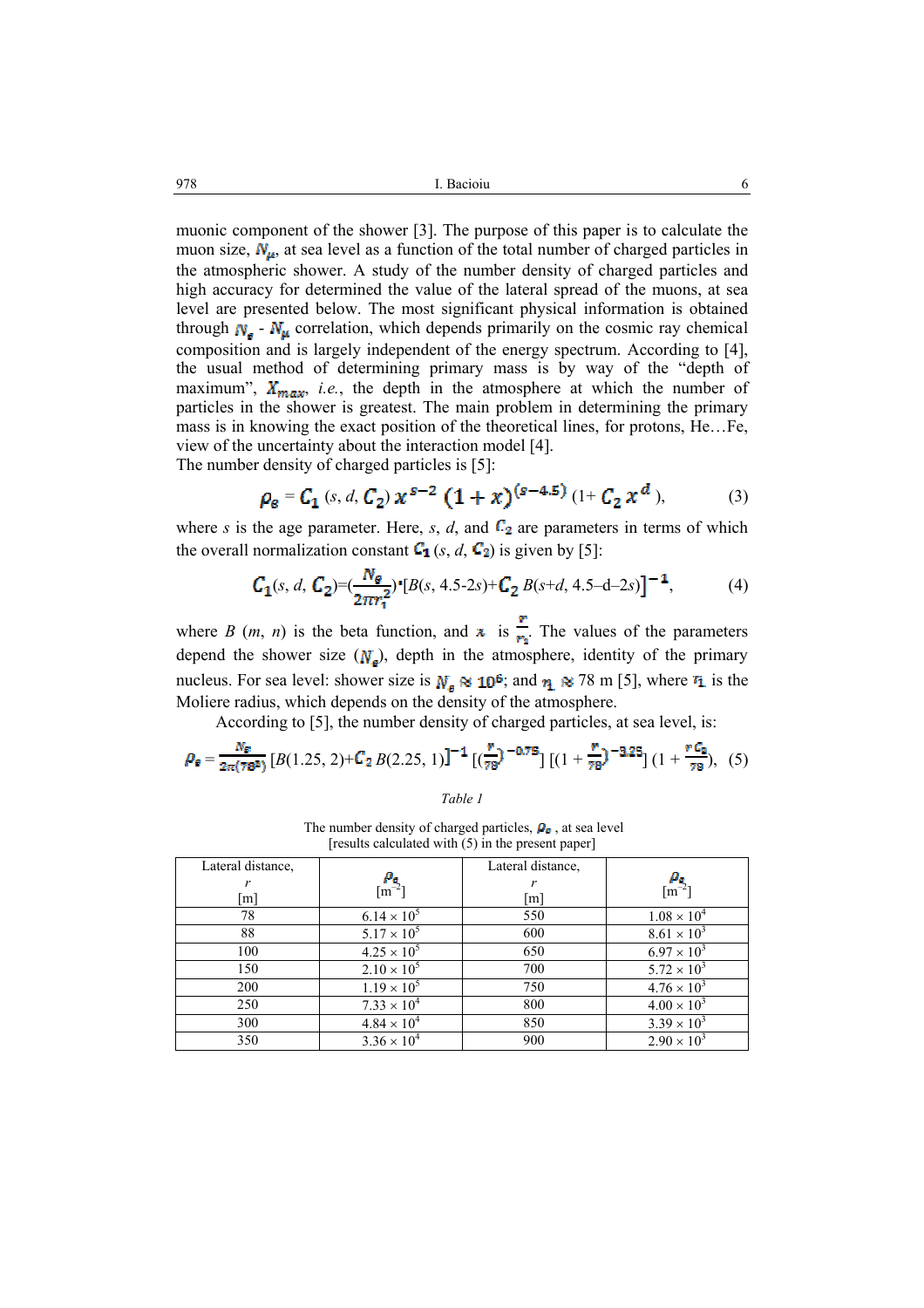muonic component of the shower [3]. The purpose of this paper is to calculate the muon size, $N_{\mu}$, at sea level as a function of the total number of charged particles in the atmospheric shower. A study of the number density of charged particles and high accuracy for determined the value of the lateral spread of the muons, at sea level are presented below. The most significant physical information is obtained through $N_e$ - $N_{\mu}$ correlation, which depends primarily on the cosmic ray chemical composition and is largely independent of the energy spectrum. According to [4], the usual method of determining primary mass is by way of the "depth of maximum", $X_{max}$, *i.e.*, the depth in the atmosphere at which the number of particles in the shower is greatest. The main problem in determining the primary mass is in knowing the exact position of the theoretical lines, for protons, He…Fe, view of the uncertainty about the interaction model [4].
The number density of charged particles is [5]:

$$\rho_e = C_1\,(s, d, C_2)\, x^{s-2}\, (1+x)^{(s-4.5)}\, (1+ C_2\, x^{d}), \tag{3}$$

where $s$ is the age parameter. Here, $s$, $d$, and $C_2$ are parameters in terms of which the overall normalization constant $C_1$ ($s$, $d$, $C_2$) is given by [5]:

$$C_1(s, d, C_2)=\left(\frac{N_e}{2\pi r_1^2}\right)\cdot[B(s, 4.5\text{-}2s)+C_2\, B(s+d, 4.5–d–2s)]^{-1}, \tag{4}$$

where $B$ ($m$, $n$) is the beta function, and $x$ is $\frac{r}{r_1}$. The values of the parameters depend the shower size ($N_e$), depth in the atmosphere, identity of the primary nucleus. For sea level: shower size is $N_e \approx 10^6$; and $r_1 \approx 78$ m [5], where $r_1$ is the Moliere radius, which depends on the density of the atmosphere.

According to [5], the number density of charged particles, at sea level, is:

$$\rho_e = \frac{N_e}{2\pi(78^2)}\, [B(1.25, 2)+C_2\, B(2.25, 1)]^{-1}\, \left[\left(\frac{r}{78}\right)^{-0.75}\right] \left[\left(1+\frac{r}{78}\right)^{-3.25}\right] \left(1+\frac{r\,C_2}{78}\right), \tag{5}$$

*Table 1*

The number density of charged particles, $\rho_e$, at sea level
[results calculated with (5) in the present paper]

| Lateral distance, $r$ [m] | $\rho_e$ [m$^{-2}$] | Lateral distance, $r$ [m] | $\rho_e$ [m$^{-2}$] |
|---|---|---|---|
| 78 | $6.14 \times 10^5$ | 550 | $1.08 \times 10^4$ |
| 88 | $5.17 \times 10^5$ | 600 | $8.61 \times 10^3$ |
| 100 | $4.25 \times 10^5$ | 650 | $6.97 \times 10^3$ |
| 150 | $2.10 \times 10^5$ | 700 | $5.72 \times 10^3$ |
| 200 | $1.19 \times 10^5$ | 750 | $4.76 \times 10^3$ |
| 250 | $7.33 \times 10^4$ | 800 | $4.00 \times 10^3$ |
| 300 | $4.84 \times 10^4$ | 850 | $3.39 \times 10^3$ |
| 350 | $3.36 \times 10^4$ | 900 | $2.90 \times 10^3$ |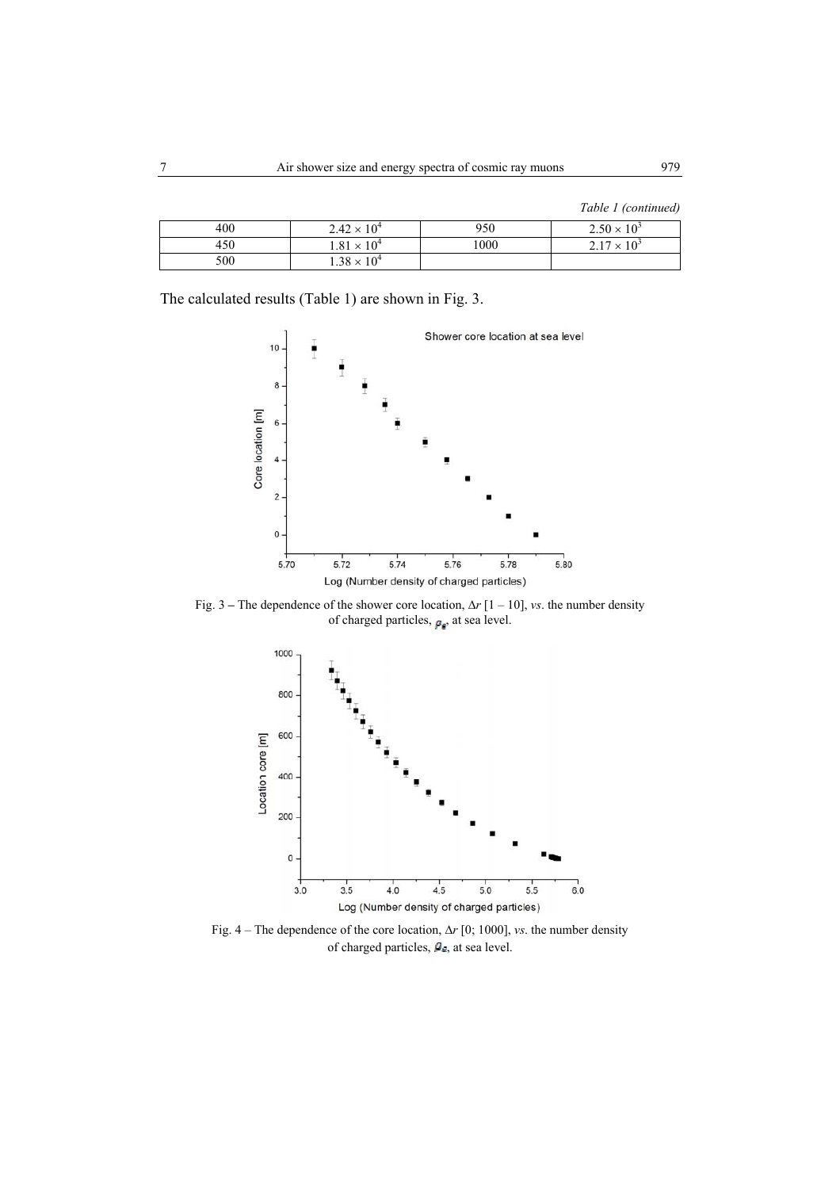*Table 1 (continued)*

| | | | |
|---|---|---|---|
| 400 | $2.42 \times 10^4$ | 950 | $2.50 \times 10^3$ |
| 450 | $1.81 \times 10^4$ | 1000 | $2.17 \times 10^3$ |
| 500 | $1.38 \times 10^4$ | | |

The calculated results (Table 1) are shown in Fig. 3.

Fig. 3 – The dependence of the shower core location, $\Delta r$ [1 – 10], *vs*. the number density of charged particles, $\rho_e$, at sea level.

Fig. 4 – The dependence of the core location, $\Delta r$ [0; 1000], *vs*. the number density of charged particles, $\rho_e$, at sea level.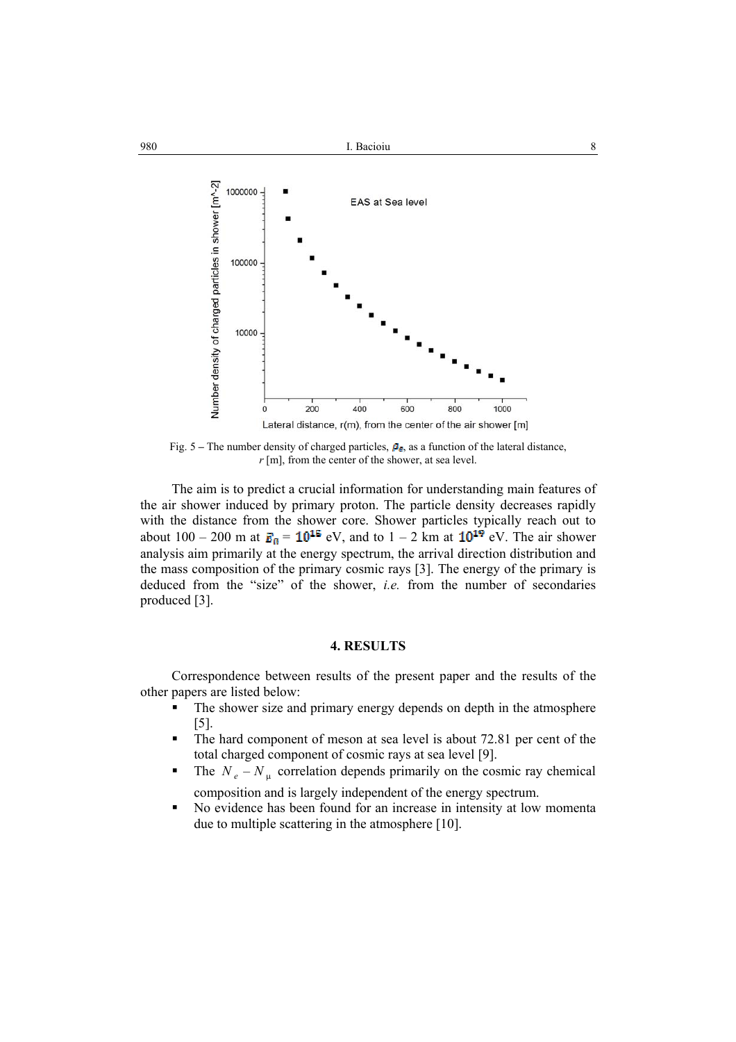Fig. 5 – The number density of charged particles, $\rho_e$, as a function of the lateral distance, $r$ [m], from the center of the shower, at sea level.

The aim is to predict a crucial information for understanding main features of the air shower induced by primary proton. The particle density decreases rapidly with the distance from the shower core. Shower particles typically reach out to about 100 – 200 m at $E_0 = 10^{15}$ eV, and to 1 – 2 km at $10^{19}$ eV. The air shower analysis aim primarily at the energy spectrum, the arrival direction distribution and the mass composition of the primary cosmic rays [3]. The energy of the primary is deduced from the "size" of the shower, *i.e.* from the number of secondaries produced [3].

## 4. RESULTS

Correspondence between results of the present paper and the results of the other papers are listed below:

- The shower size and primary energy depends on depth in the atmosphere [5].
- The hard component of meson at sea level is about 72.81 per cent of the total charged component of cosmic rays at sea level [9].
- The $N_e - N_\mu$ correlation depends primarily on the cosmic ray chemical composition and is largely independent of the energy spectrum.
- No evidence has been found for an increase in intensity at low momenta due to multiple scattering in the atmosphere [10].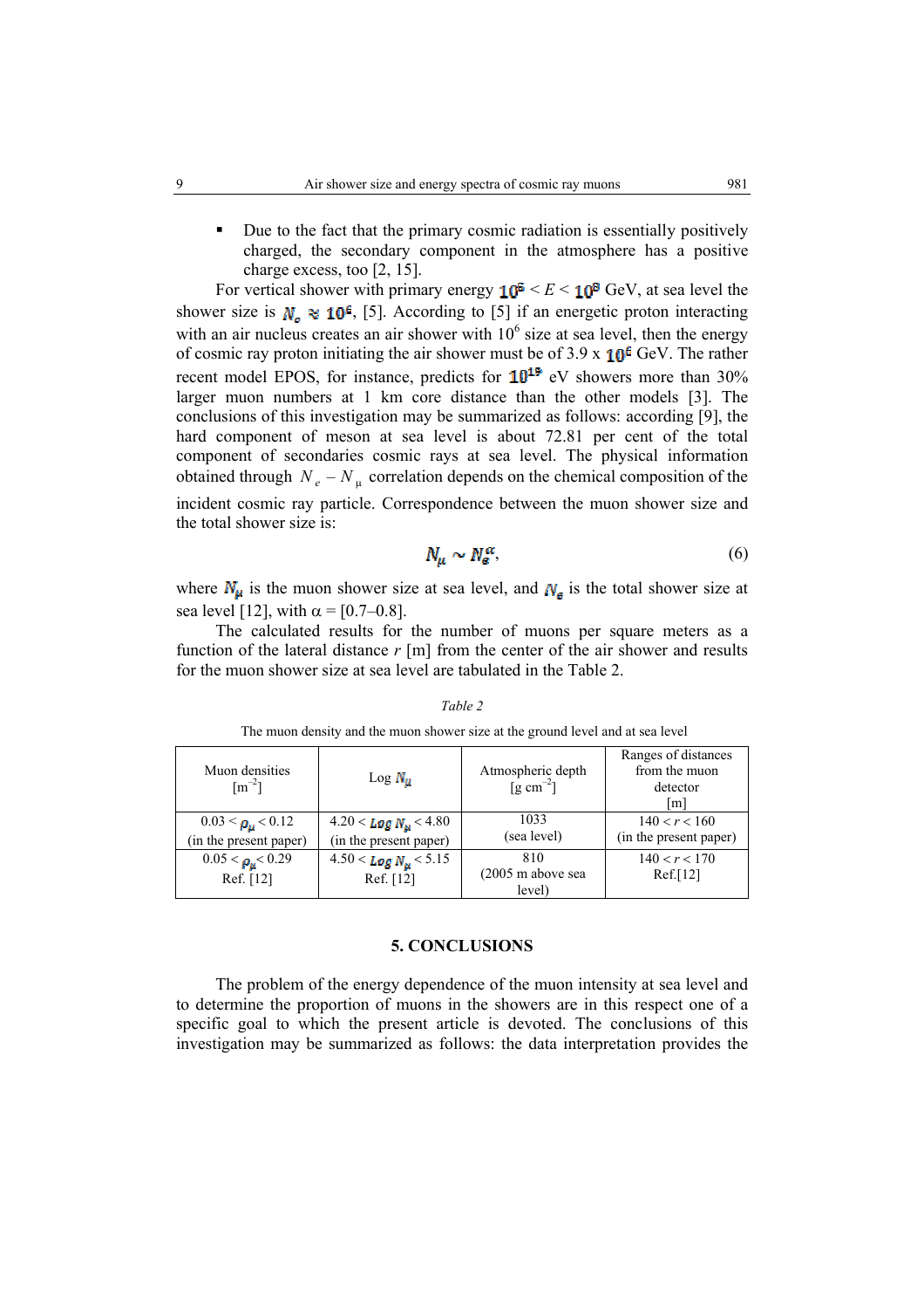- Due to the fact that the primary cosmic radiation is essentially positively charged, the secondary component in the atmosphere has a positive charge excess, too [2, 15].

For vertical shower with primary energy $10^5 < E < 10^8$ GeV, at sea level the shower size is $N_e \approx 10^6$, [5]. According to [5] if an energetic proton interacting with an air nucleus creates an air shower with $10^6$ size at sea level, then the energy of cosmic ray proton initiating the air shower must be of 3.9 x $10^6$ GeV. The rather recent model EPOS, for instance, predicts for $10^{19}$ eV showers more than 30% larger muon numbers at 1 km core distance than the other models [3]. The conclusions of this investigation may be summarized as follows: according to [9], the hard component of meson at sea level is about 72.81 per cent of the total component of secondaries cosmic rays at sea level. The physical information obtained through $N_e - N_\mu$ correlation depends on the chemical composition of the incident cosmic ray particle. Correspondence between the muon shower size and the total shower size is:

$$N_\mu \sim N_e^\alpha, \tag{6}$$

where $N_\mu$ is the muon shower size at sea level, and $N_e$ is the total shower size at sea level [12], with α = [0.7–0.8].

The calculated results for the number of muons per square meters as a function of the lateral distance *r* [m] from the center of the air shower and results for the muon shower size at sea level are tabulated in the Table 2.

*Table 2*

The muon density and the muon shower size at the ground level and at sea level

| Muon densities [m$^{-2}$] | Log $N_\mu$ | Atmospheric depth [g cm$^{-2}$] | Ranges of distances from the muon detector [m] |
|---|---|---|---|
| $0.03 < \rho_\mu < 0.12$ (in the present paper) | $4.20 < Log\, N_\mu < 4.80$ (in the present paper) | 1033 (sea level) | $140 < r < 160$ (in the present paper) |
| $0.05 < \rho_\mu < 0.29$ Ref. [12] | $4.50 < Log\, N_\mu < 5.15$ Ref. [12] | 810 (2005 m above sea level) | $140 < r < 170$ Ref.[12] |

## 5. CONCLUSIONS

The problem of the energy dependence of the muon intensity at sea level and to determine the proportion of muons in the showers are in this respect one of a specific goal to which the present article is devoted. The conclusions of this investigation may be summarized as follows: the data interpretation provides the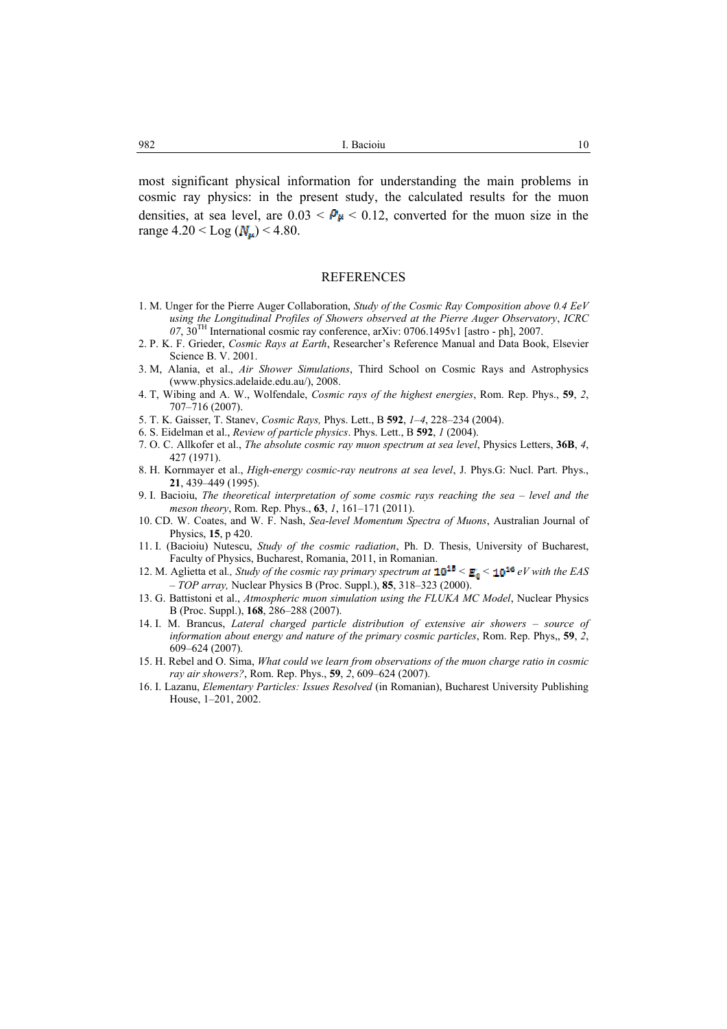most significant physical information for understanding the main problems in cosmic ray physics: in the present study, the calculated results for the muon densities, at sea level, are $0.03 < \rho_\mu < 0.12$, converted for the muon size in the range $4.20 < \text{Log}(N_\mu) < 4.80$.

## REFERENCES

1. M. Unger for the Pierre Auger Collaboration, *Study of the Cosmic Ray Composition above 0.4 EeV using the Longitudinal Profiles of Showers observed at the Pierre Auger Observatory*, *ICRC 07*, 30[TH] International cosmic ray conference, arXiv: 0706.1495v1 [astro - ph], 2007.
2. P. K. F. Grieder, *Cosmic Rays at Earth*, Researcher's Reference Manual and Data Book, Elsevier Science B. V. 2001.
3. M, Alania, et al., *Air Shower Simulations*, Third School on Cosmic Rays and Astrophysics (www.physics.adelaide.edu.au/), 2008.
4. T, Wibing and A. W., Wolfendale, *Cosmic rays of the highest energies*, Rom. Rep. Phys., **59**, *2*, 707–716 (2007).
5. T. K. Gaisser, T. Stanev, *Cosmic Rays,* Phys. Lett., B **592**, *1–4*, 228–234 (2004).
6. S. Eidelman et al., *Review of particle physics*. Phys. Lett., B **592**, *1* (2004).
7. O. C. Allkofer et al., *The absolute cosmic ray muon spectrum at sea level*, Physics Letters, **36B**, *4*, 427 (1971).
8. H. Kornmayer et al., *High-energy cosmic-ray neutrons at sea level*, J. Phys.G: Nucl. Part. Phys., **21**, 439–449 (1995).
9. I. Bacioiu, *The theoretical interpretation of some cosmic rays reaching the sea – level and the meson theory*, Rom. Rep. Phys., **63**, *1*, 161–171 (2011).
10. CD. W. Coates, and W. F. Nash, *Sea-level Momentum Spectra of Muons*, Australian Journal of Physics, **15**, p 420.
11. I. (Bacioiu) Nutescu, *Study of the cosmic radiation*, Ph. D. Thesis, University of Bucharest, Faculty of Physics, Bucharest, Romania, 2011, in Romanian.
12. M. Aglietta et al*., Study of the cosmic ray primary spectrum at* $10^{15} < E_0 < 10^{16}$ *eV with the EAS – TOP array,* Nuclear Physics B (Proc. Suppl.), **85**, 318–323 (2000).
13. G. Battistoni et al., *Atmospheric muon simulation using the FLUKA MC Model*, Nuclear Physics B (Proc. Suppl.), **168**, 286–288 (2007).
14. I. M. Brancus, *Lateral charged particle distribution of extensive air showers – source of information about energy and nature of the primary cosmic particles*, Rom. Rep. Phys,, **59**, *2*, 609–624 (2007).
15. H. Rebel and O. Sima, *What could we learn from observations of the muon charge ratio in cosmic ray air showers?*, Rom. Rep. Phys., **59**, *2*, 609–624 (2007).
16. I. Lazanu, *Elementary Particles: Issues Resolved* (in Romanian), Bucharest University Publishing House, 1–201, 2002.